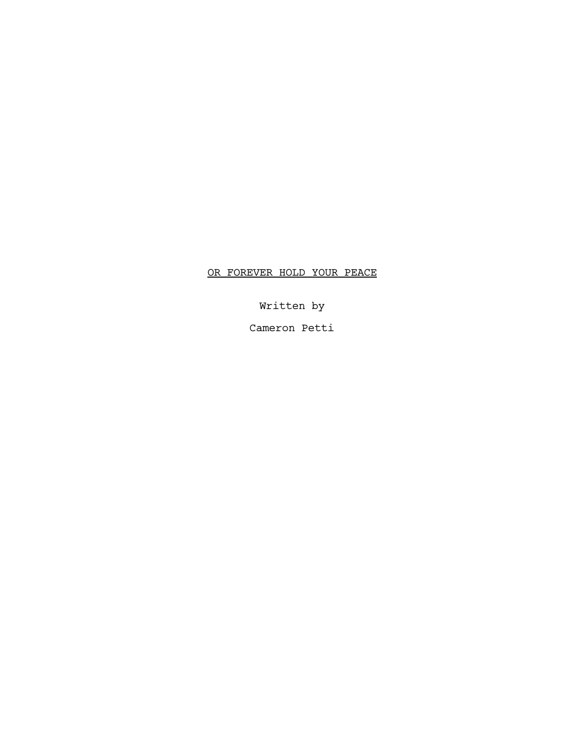# OR FOREVER HOLD YOUR PEACE

Written by

Cameron Petti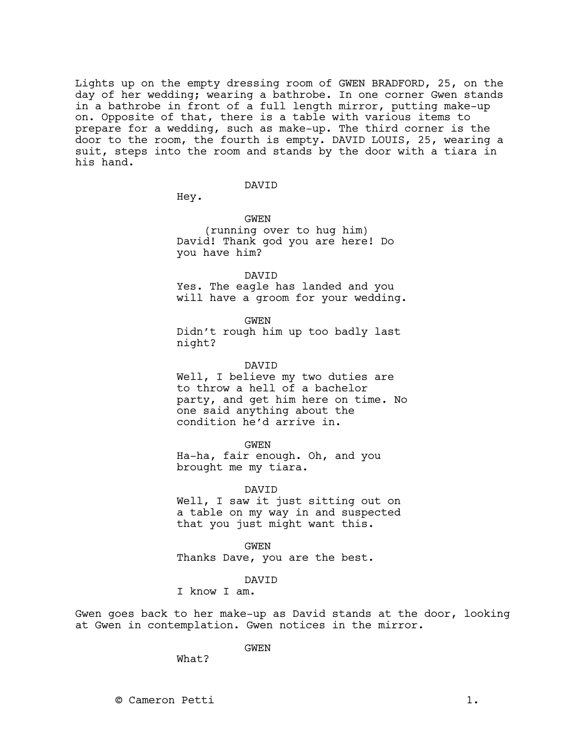Lights up on the empty dressing room of GWEN BRADFORD, 25, on the day of her wedding; wearing a bathrobe. In one corner Gwen stands in a bathrobe in front of a full length mirror, putting make-up on. Opposite of that, there is a table with various items to prepare for a wedding, such as make-up. The third corner is the door to the room, the fourth is empty. DAVID LOUIS, 25, wearing a suit, steps into the room and stands by the door with a tiara in his hand.

DAVID
Hey.

GWEN
(running over to hug him)
David! Thank god you are here! Do you have him?

DAVID
Yes. The eagle has landed and you will have a groom for your wedding.

GWEN
Didn't rough him up too badly last night?

DAVID
Well, I believe my two duties are to throw a hell of a bachelor party, and get him here on time. No one said anything about the condition he'd arrive in.

GWEN
Ha-ha, fair enough. Oh, and you brought me my tiara.

DAVID
Well, I saw it just sitting out on a table on my way in and suspected that you just might want this.

GWEN
Thanks Dave, you are the best.

DAVID
I know I am.

Gwen goes back to her make-up as David stands at the door, looking at Gwen in contemplation. Gwen notices in the mirror.

GWEN
What?

© Cameron Petti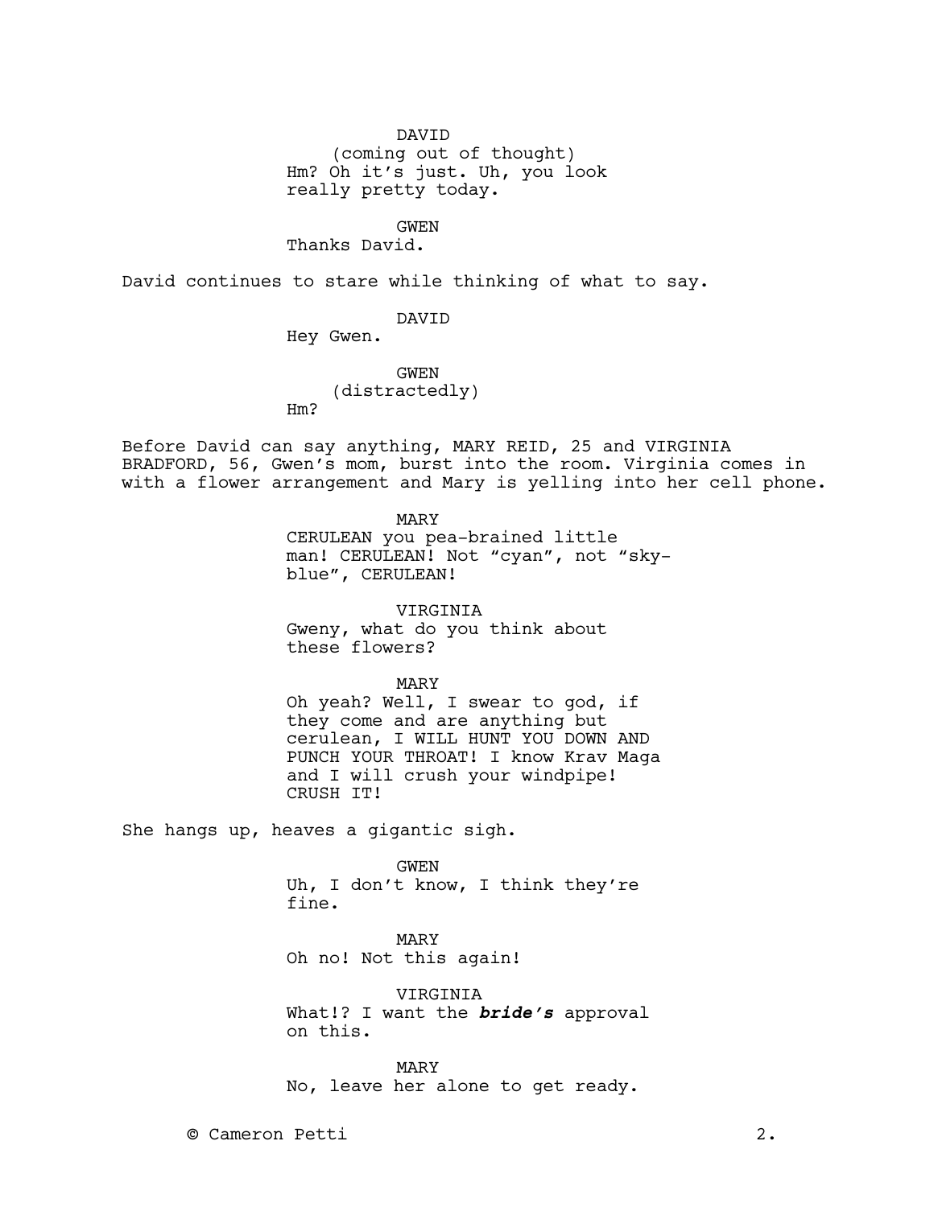DAVID
(coming out of thought)
Hm? Oh it's just. Uh, you look really pretty today.

GWEN
Thanks David.

David continues to stare while thinking of what to say.

DAVID
Hey Gwen.

GWEN
(distractedly)
Hm?

Before David can say anything, MARY REID, 25 and VIRGINIA BRADFORD, 56, Gwen's mom, burst into the room. Virginia comes in with a flower arrangement and Mary is yelling into her cell phone.

MARY
CERULEAN you pea-brained little man! CERULEAN! Not "cyan", not "sky-blue", CERULEAN!

VIRGINIA
Gweny, what do you think about these flowers?

MARY
Oh yeah? Well, I swear to god, if they come and are anything but cerulean, I WILL HUNT YOU DOWN AND PUNCH YOUR THROAT! I know Krav Maga and I will crush your windpipe! CRUSH IT!

She hangs up, heaves a gigantic sigh.

GWEN
Uh, I don't know, I think they're fine.

MARY
Oh no! Not this again!

VIRGINIA
What!? I want the ***bride's*** approval on this.

MARY
No, leave her alone to get ready.

© Cameron Petti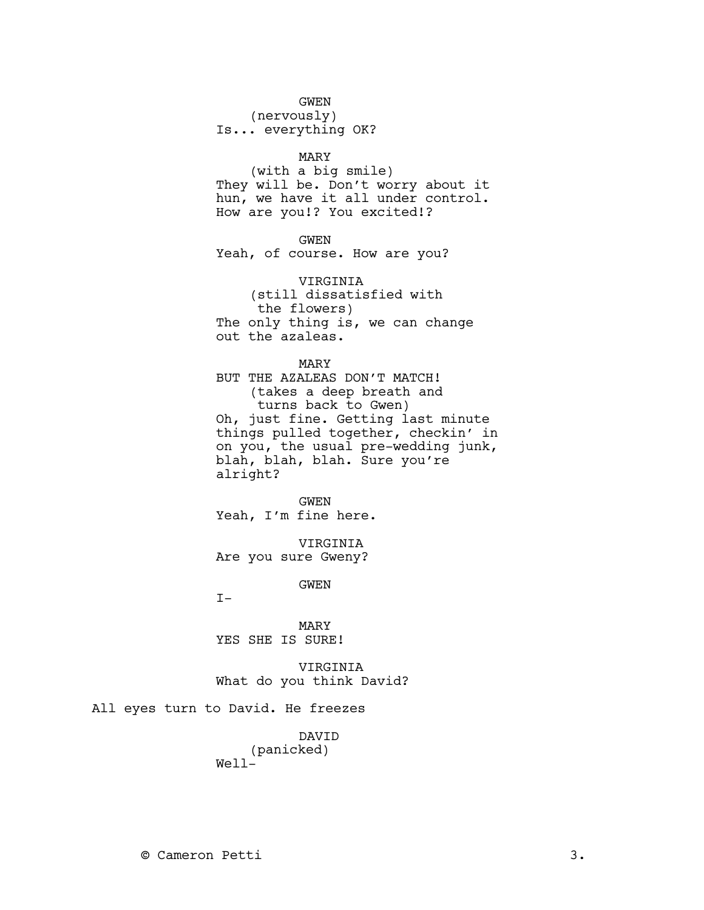GWEN
(nervously)
Is... everything OK?

MARY
(with a big smile)
They will be. Don't worry about it hun, we have it all under control. How are you!? You excited!?

GWEN
Yeah, of course. How are you?

VIRGINIA
(still dissatisfied with the flowers)
The only thing is, we can change out the azaleas.

MARY
BUT THE AZALEAS DON'T MATCH!
(takes a deep breath and turns back to Gwen)
Oh, just fine. Getting last minute things pulled together, checkin' in on you, the usual pre-wedding junk, blah, blah, blah. Sure you're alright?

GWEN
Yeah, I'm fine here.

VIRGINIA
Are you sure Gweny?

GWEN
I-

MARY
YES SHE IS SURE!

VIRGINIA
What do you think David?

All eyes turn to David. He freezes

DAVID
(panicked)
Well-

© Cameron Petti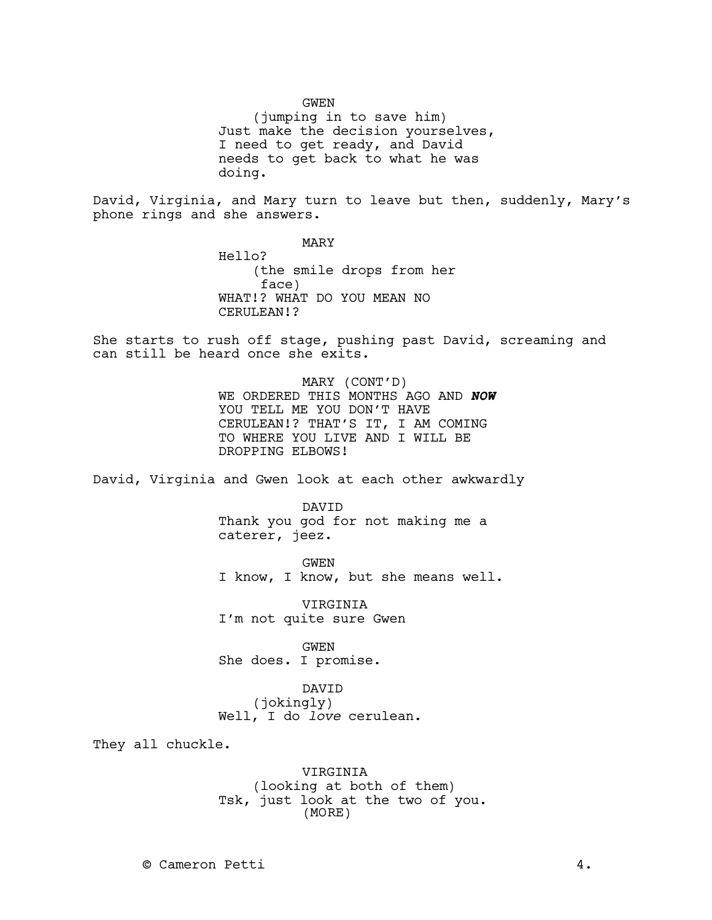GWEN
(jumping in to save him)
Just make the decision yourselves, I need to get ready, and David needs to get back to what he was doing.

David, Virginia, and Mary turn to leave but then, suddenly, Mary's phone rings and she answers.

MARY
Hello?
(the smile drops from her face)
WHAT!? WHAT DO YOU MEAN NO CERULEAN!?

She starts to rush off stage, pushing past David, screaming and can still be heard once she exits.

MARY (CONT'D)
WE ORDERED THIS MONTHS AGO AND ***NOW*** YOU TELL ME YOU DON'T HAVE CERULEAN!? THAT'S IT, I AM COMING TO WHERE YOU LIVE AND I WILL BE DROPPING ELBOWS!

David, Virginia and Gwen look at each other awkwardly

DAVID
Thank you god for not making me a caterer, jeez.

GWEN
I know, I know, but she means well.

VIRGINIA
I'm not quite sure Gwen

GWEN
She does. I promise.

DAVID
(jokingly)
Well, I do *love* cerulean.

They all chuckle.

VIRGINIA
(looking at both of them)
Tsk, just look at the two of you.
(MORE)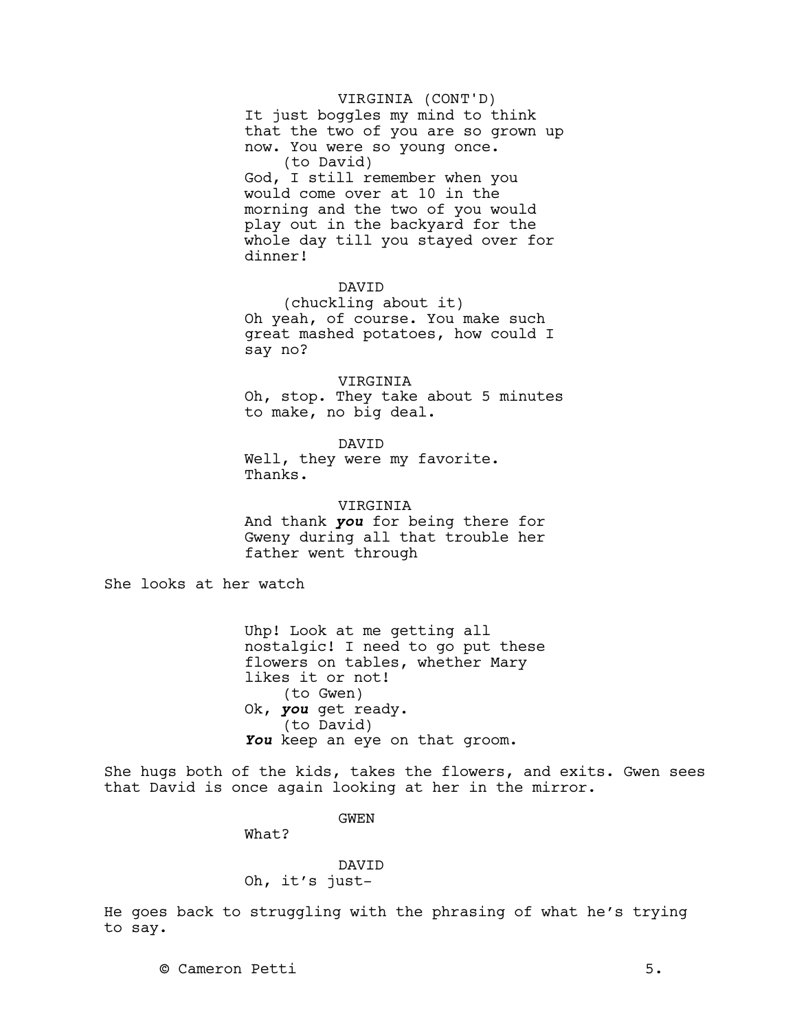VIRGINIA (CONT'D)
It just boggles my mind to think that the two of you are so grown up now. You were so young once.
(to David)
God, I still remember when you would come over at 10 in the morning and the two of you would play out in the backyard for the whole day till you stayed over for dinner!

DAVID
(chuckling about it)
Oh yeah, of course. You make such great mashed potatoes, how could I say no?

VIRGINIA
Oh, stop. They take about 5 minutes to make, no big deal.

DAVID
Well, they were my favorite. Thanks.

VIRGINIA
And thank ***you*** for being there for Gweny during all that trouble her father went through

She looks at her watch

Uhp! Look at me getting all nostalgic! I need to go put these flowers on tables, whether Mary likes it or not!
(to Gwen)
Ok, ***you*** get ready.
(to David)
***You*** keep an eye on that groom.

She hugs both of the kids, takes the flowers, and exits. Gwen sees that David is once again looking at her in the mirror.

GWEN
What?

DAVID
Oh, it's just-

He goes back to struggling with the phrasing of what he's trying to say.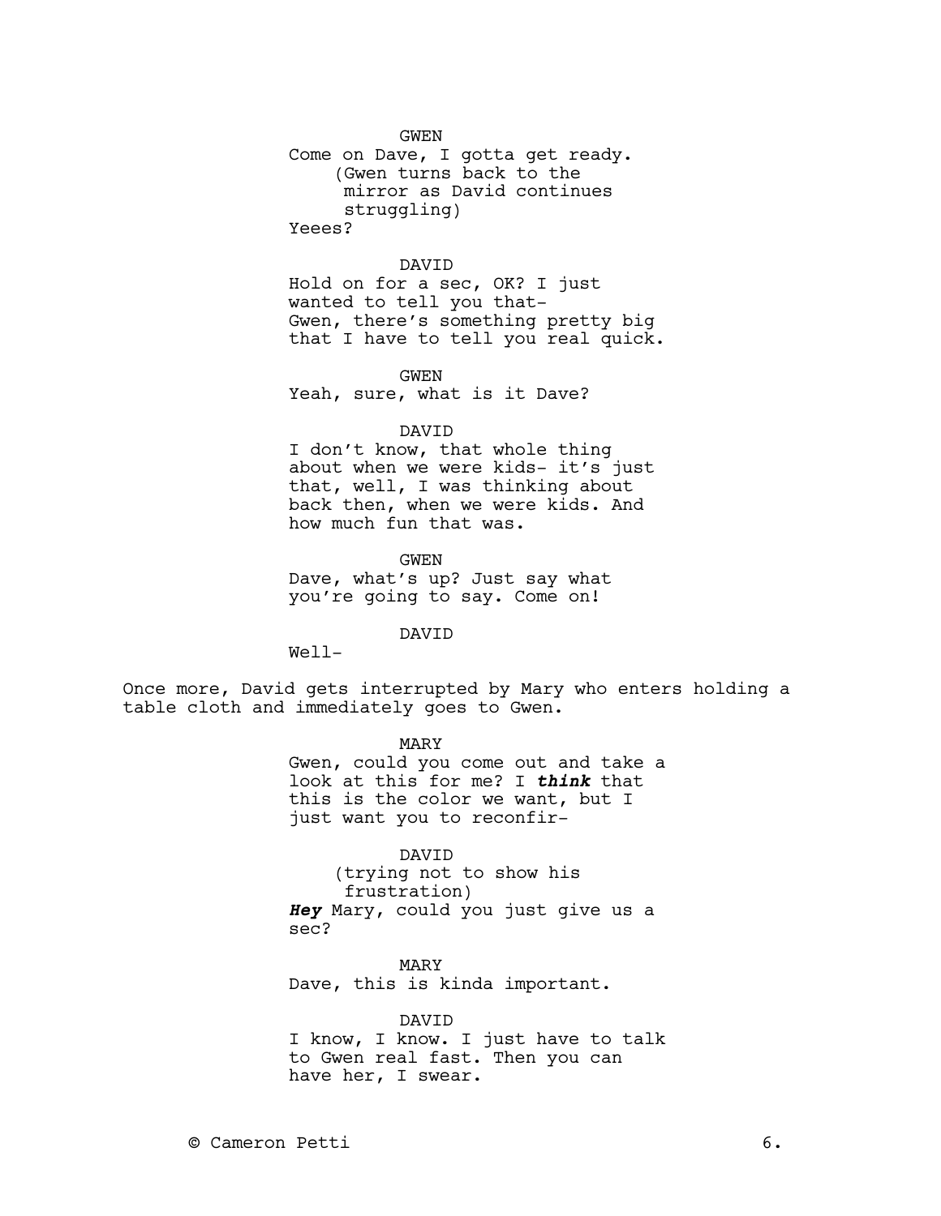GWEN

Come on Dave, I gotta get ready.

(Gwen turns back to the mirror as David continues struggling)

Yeees?

DAVID

Hold on for a sec, OK? I just wanted to tell you that- Gwen, there's something pretty big that I have to tell you real quick.

GWEN

Yeah, sure, what is it Dave?

DAVID

I don't know, that whole thing about when we were kids- it's just that, well, I was thinking about back then, when we were kids. And how much fun that was.

GWEN

Dave, what's up? Just say what you're going to say. Come on!

DAVID

Well-

Once more, David gets interrupted by Mary who enters holding a table cloth and immediately goes to Gwen.

MARY

Gwen, could you come out and take a look at this for me? I ***think*** that this is the color we want, but I just want you to reconfir-

DAVID

(trying not to show his frustration)

***Hey*** Mary, could you just give us a sec?

MARY

Dave, this is kinda important.

DAVID

I know, I know. I just have to talk to Gwen real fast. Then you can have her, I swear.

© Cameron Petti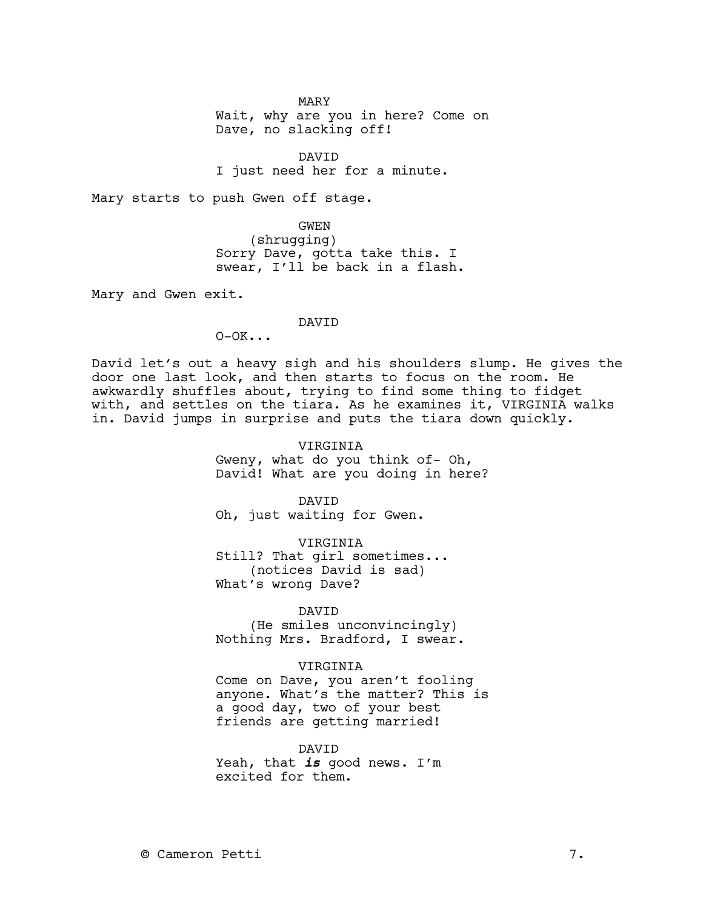MARY
Wait, why are you in here? Come on Dave, no slacking off!

DAVID
I just need her for a minute.

Mary starts to push Gwen off stage.

GWEN
(shrugging)
Sorry Dave, gotta take this. I swear, I'll be back in a flash.

Mary and Gwen exit.

DAVID
O-OK...

David let's out a heavy sigh and his shoulders slump. He gives the door one last look, and then starts to focus on the room. He awkwardly shuffles about, trying to find some thing to fidget with, and settles on the tiara. As he examines it, VIRGINIA walks in. David jumps in surprise and puts the tiara down quickly.

VIRGINIA
Gweny, what do you think of- Oh, David! What are you doing in here?

DAVID
Oh, just waiting for Gwen.

VIRGINIA
Still? That girl sometimes...
(notices David is sad)
What's wrong Dave?

DAVID
(He smiles unconvincingly)
Nothing Mrs. Bradford, I swear.

VIRGINIA
Come on Dave, you aren't fooling anyone. What's the matter? This is a good day, two of your best friends are getting married!

DAVID
Yeah, that ***is*** good news. I'm excited for them.

© Cameron Petti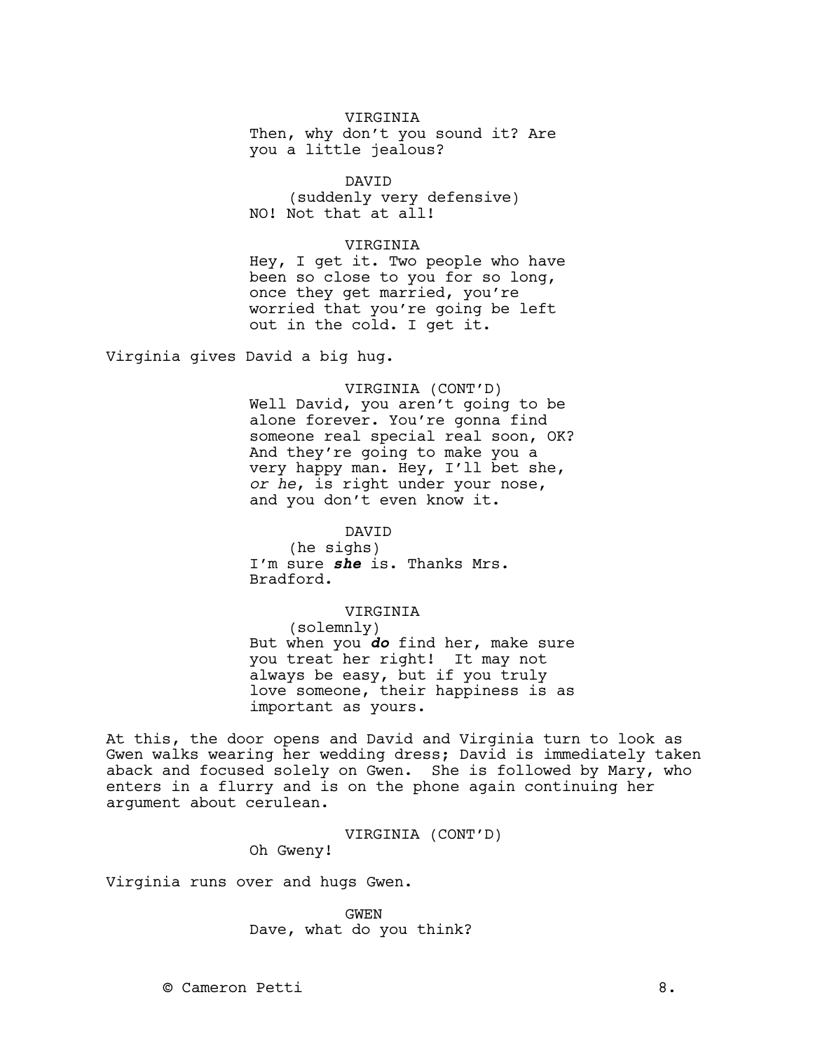VIRGINIA
Then, why don't you sound it? Are you a little jealous?

DAVID
(suddenly very defensive)
NO! Not that at all!

VIRGINIA
Hey, I get it. Two people who have been so close to you for so long, once they get married, you're worried that you're going be left out in the cold. I get it.

Virginia gives David a big hug.

VIRGINIA (CONT'D)
Well David, you aren't going to be alone forever. You're gonna find someone real special real soon, OK? And they're going to make you a very happy man. Hey, I'll bet she, *or he*, is right under your nose, and you don't even know it.

DAVID
(he sighs)
I'm sure ***she*** is. Thanks Mrs. Bradford.

VIRGINIA
(solemnly)
But when you ***do*** find her, make sure you treat her right! It may not always be easy, but if you truly love someone, their happiness is as important as yours.

At this, the door opens and David and Virginia turn to look as Gwen walks wearing her wedding dress; David is immediately taken aback and focused solely on Gwen. She is followed by Mary, who enters in a flurry and is on the phone again continuing her argument about cerulean.

VIRGINIA (CONT'D)
Oh Gweny!

Virginia runs over and hugs Gwen.

GWEN
Dave, what do you think?

© Cameron Petti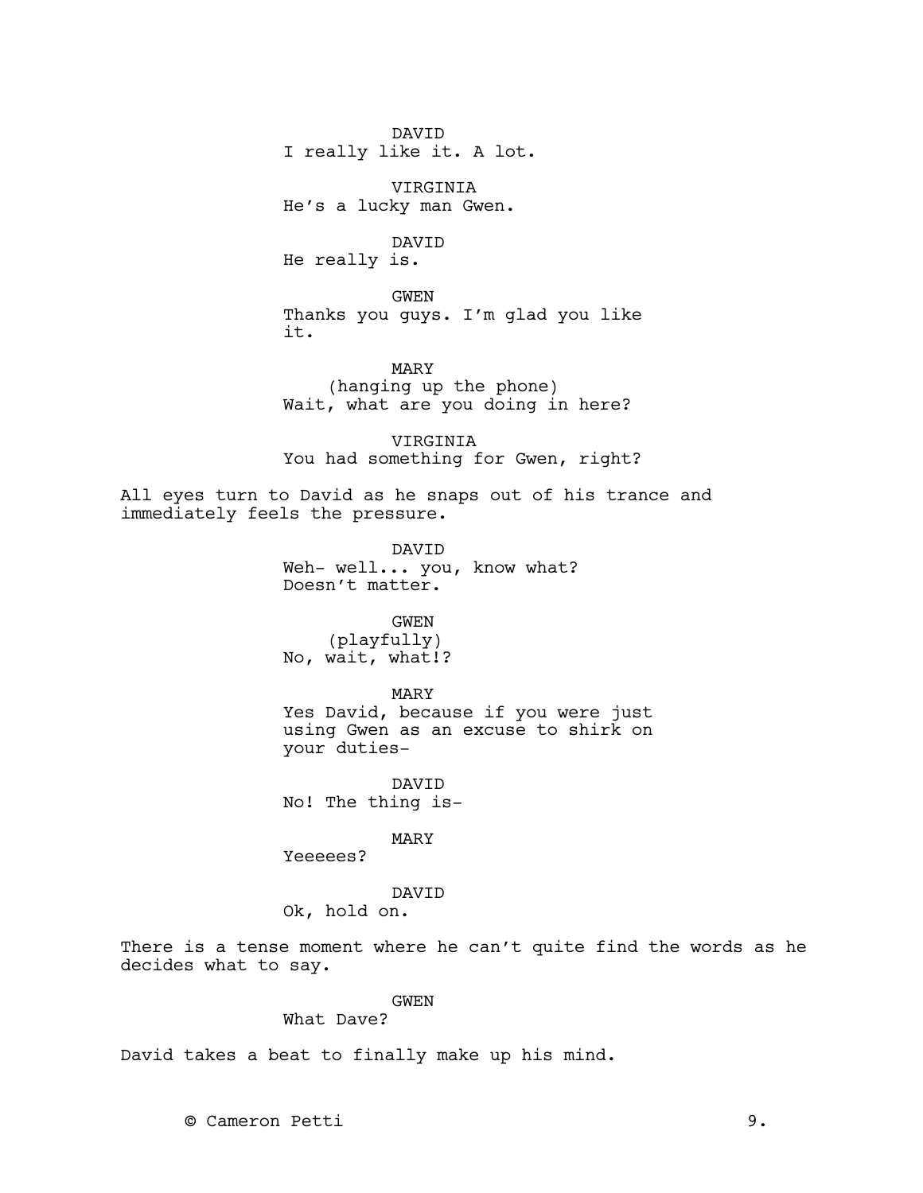DAVID
I really like it. A lot.

VIRGINIA
He's a lucky man Gwen.

DAVID
He really is.

GWEN
Thanks you guys. I'm glad you like it.

MARY
(hanging up the phone)
Wait, what are you doing in here?

VIRGINIA
You had something for Gwen, right?

All eyes turn to David as he snaps out of his trance and immediately feels the pressure.

DAVID
Weh- well... you, know what? Doesn't matter.

GWEN
(playfully)
No, wait, what!?

MARY
Yes David, because if you were just using Gwen as an excuse to shirk on your duties-

DAVID
No! The thing is-

MARY
Yeeeees?

DAVID
Ok, hold on.

There is a tense moment where he can't quite find the words as he decides what to say.

GWEN
What Dave?

David takes a beat to finally make up his mind.

© Cameron Petti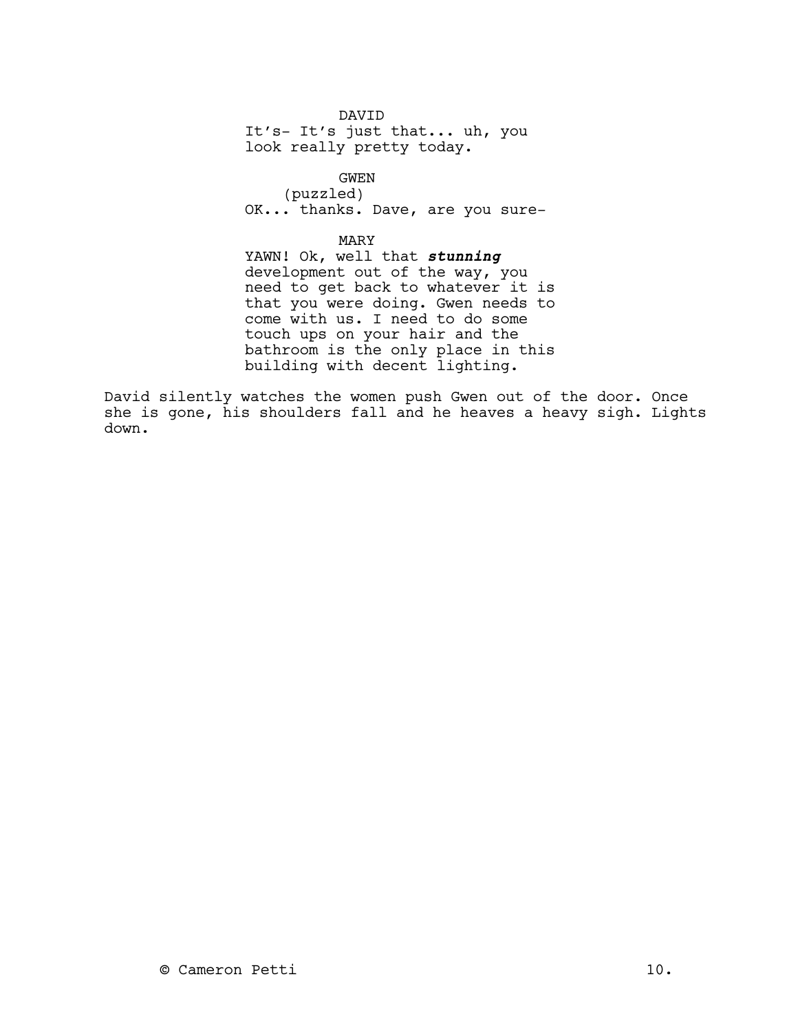DAVID

It's- It's just that... uh, you look really pretty today.

GWEN

(puzzled)

OK... thanks. Dave, are you sure-

MARY

YAWN! Ok, well that ***stunning*** development out of the way, you need to get back to whatever it is that you were doing. Gwen needs to come with us. I need to do some touch ups on your hair and the bathroom is the only place in this building with decent lighting.

David silently watches the women push Gwen out of the door. Once she is gone, his shoulders fall and he heaves a heavy sigh. Lights down.

© Cameron Petti